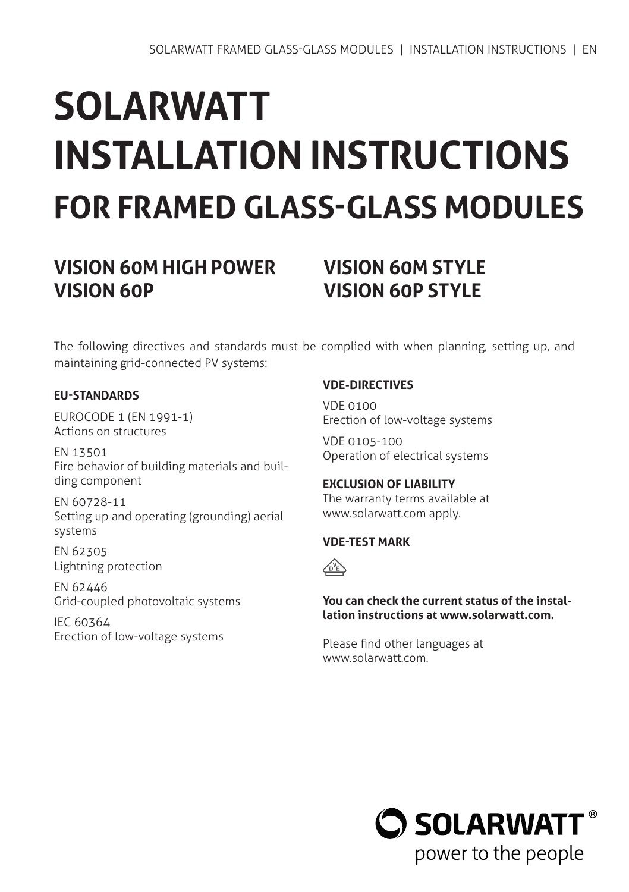# SOLARWATT INSTALLATION INSTRUCTIONS

## FOR FRAMED GLASS-GLASS MODULES

### VISION 60M HIGH POWER
### VISION 60P

### VISION 60M STYLE
### VISION 60P STYLE

The following directives and standards must be complied with when planning, setting up, and maintaining grid-connected PV systems:

#### EU-STANDARDS

EUROCODE 1 (EN 1991-1)
Actions on structures

EN 13501
Fire behavior of building materials and building component

EN 60728-11
Setting up and operating (grounding) aerial systems

EN 62305
Lightning protection

EN 62446
Grid-coupled photovoltaic systems

IEC 60364
Erection of low-voltage systems

#### VDE-DIRECTIVES

VDE 0100
Erection of low-voltage systems

VDE 0105-100
Operation of electrical systems

#### EXCLUSION OF LIABILITY

The warranty terms available at www.solarwatt.com apply.

#### VDE-TEST MARK

**You can check the current status of the installation instructions at www.solarwatt.com.**

Please find other languages at www.solarwatt.com.

SOLARWATT®
power to the people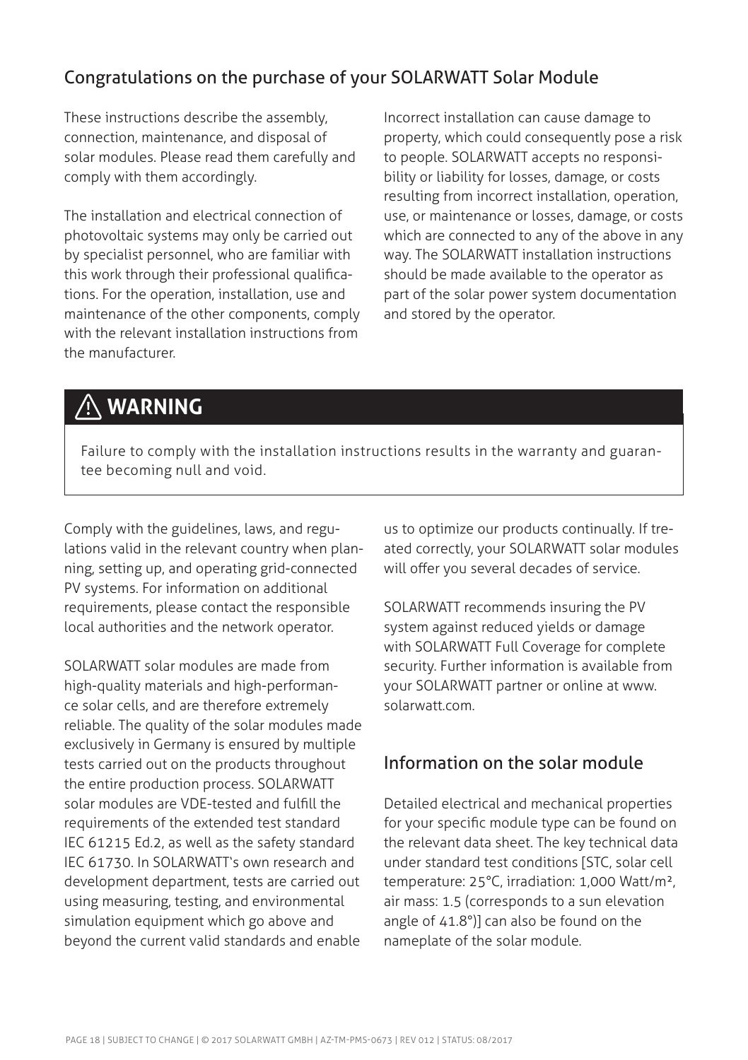## Congratulations on the purchase of your SOLARWATT Solar Module

These instructions describe the assembly, connection, maintenance, and disposal of solar modules. Please read them carefully and comply with them accordingly.

The installation and electrical connection of photovoltaic systems may only be carried out by specialist personnel, who are familiar with this work through their professional qualifications. For the operation, installation, use and maintenance of the other components, comply with the relevant installation instructions from the manufacturer.

Incorrect installation can cause damage to property, which could consequently pose a risk to people. SOLARWATT accepts no responsibility or liability for losses, damage, or costs resulting from incorrect installation, operation, use, or maintenance or losses, damage, or costs which are connected to any of the above in any way. The SOLARWATT installation instructions should be made available to the operator as part of the solar power system documentation and stored by the operator.

> **⚠ WARNING**
>
> Failure to comply with the installation instructions results in the warranty and guarantee becoming null and void.

Comply with the guidelines, laws, and regulations valid in the relevant country when planning, setting up, and operating grid-connected PV systems. For information on additional requirements, please contact the responsible local authorities and the network operator.

SOLARWATT solar modules are made from high-quality materials and high-performance solar cells, and are therefore extremely reliable. The quality of the solar modules made exclusively in Germany is ensured by multiple tests carried out on the products throughout the entire production process. SOLARWATT solar modules are VDE-tested and fulfill the requirements of the extended test standard IEC 61215 Ed.2, as well as the safety standard IEC 61730. In SOLARWATT's own research and development department, tests are carried out using measuring, testing, and environmental simulation equipment which go above and beyond the current valid standards and enable us to optimize our products continually. If treated correctly, your SOLARWATT solar modules will offer you several decades of service.

SOLARWATT recommends insuring the PV system against reduced yields or damage with SOLARWATT Full Coverage for complete security. Further information is available from your SOLARWATT partner or online at www.solarwatt.com.

## Information on the solar module

Detailed electrical and mechanical properties for your specific module type can be found on the relevant data sheet. The key technical data under standard test conditions [STC, solar cell temperature: 25°C, irradiation: 1,000 Watt/m², air mass: 1.5 (corresponds to a sun elevation angle of 41.8°)] can also be found on the nameplate of the solar module.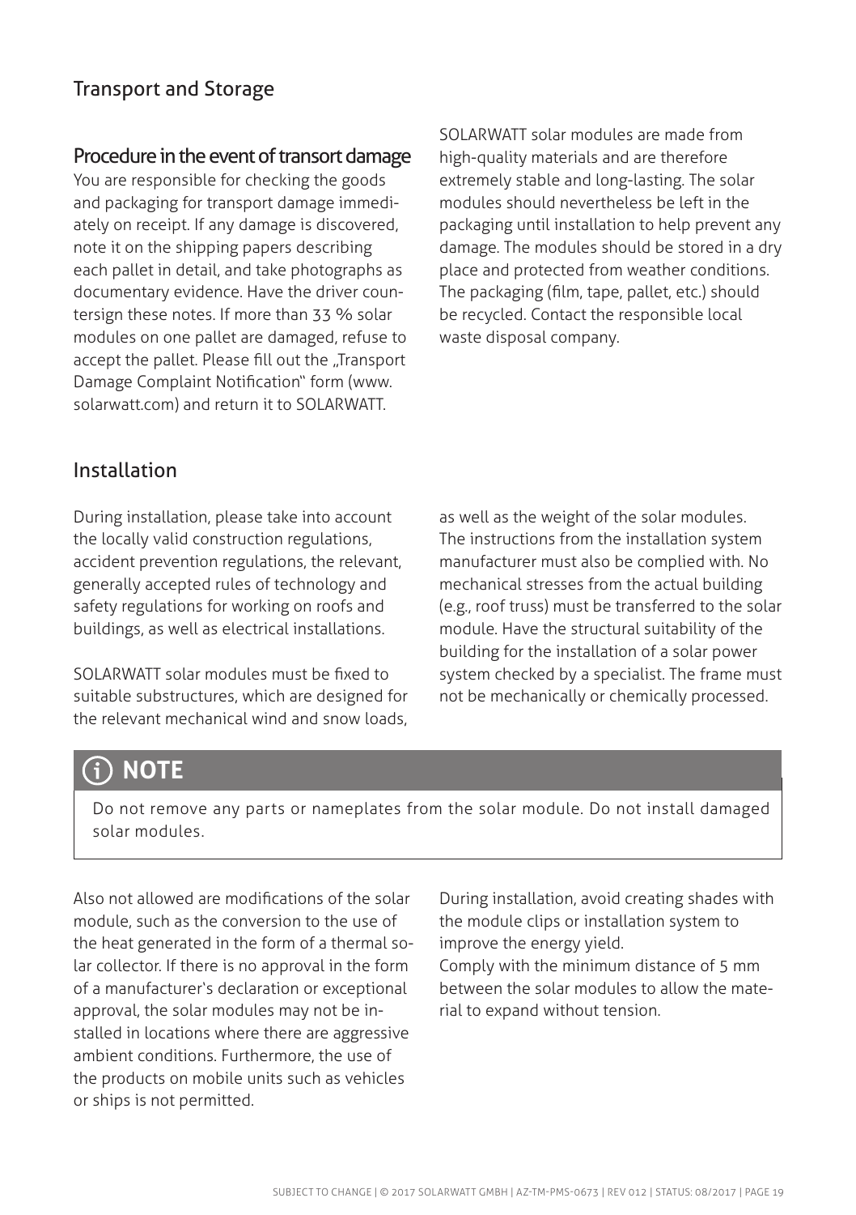## Transport and Storage

### Procedure in the event of transort damage

You are responsible for checking the goods and packaging for transport damage immediately on receipt. If any damage is discovered, note it on the shipping papers describing each pallet in detail, and take photographs as documentary evidence. Have the driver countersign these notes. If more than 33 % solar modules on one pallet are damaged, refuse to accept the pallet. Please fill out the „Transport Damage Complaint Notification" form (www.solarwatt.com) and return it to SOLARWATT.

SOLARWATT solar modules are made from high-quality materials and are therefore extremely stable and long-lasting. The solar modules should nevertheless be left in the packaging until installation to help prevent any damage. The modules should be stored in a dry place and protected from weather conditions. The packaging (film, tape, pallet, etc.) should be recycled. Contact the responsible local waste disposal company.

## Installation

During installation, please take into account the locally valid construction regulations, accident prevention regulations, the relevant, generally accepted rules of technology and safety regulations for working on roofs and buildings, as well as electrical installations.

SOLARWATT solar modules must be fixed to suitable substructures, which are designed for the relevant mechanical wind and snow loads, as well as the weight of the solar modules. The instructions from the installation system manufacturer must also be complied with. No mechanical stresses from the actual building (e.g., roof truss) must be transferred to the solar module. Have the structural suitability of the building for the installation of a solar power system checked by a specialist. The frame must not be mechanically or chemically processed.

> **NOTE**
>
> Do not remove any parts or nameplates from the solar module. Do not install damaged solar modules.

Also not allowed are modifications of the solar module, such as the conversion to the use of the heat generated in the form of a thermal solar collector. If there is no approval in the form of a manufacturer's declaration or exceptional approval, the solar modules may not be installed in locations where there are aggressive ambient conditions. Furthermore, the use of the products on mobile units such as vehicles or ships is not permitted.

During installation, avoid creating shades with the module clips or installation system to improve the energy yield.
Comply with the minimum distance of 5 mm between the solar modules to allow the material to expand without tension.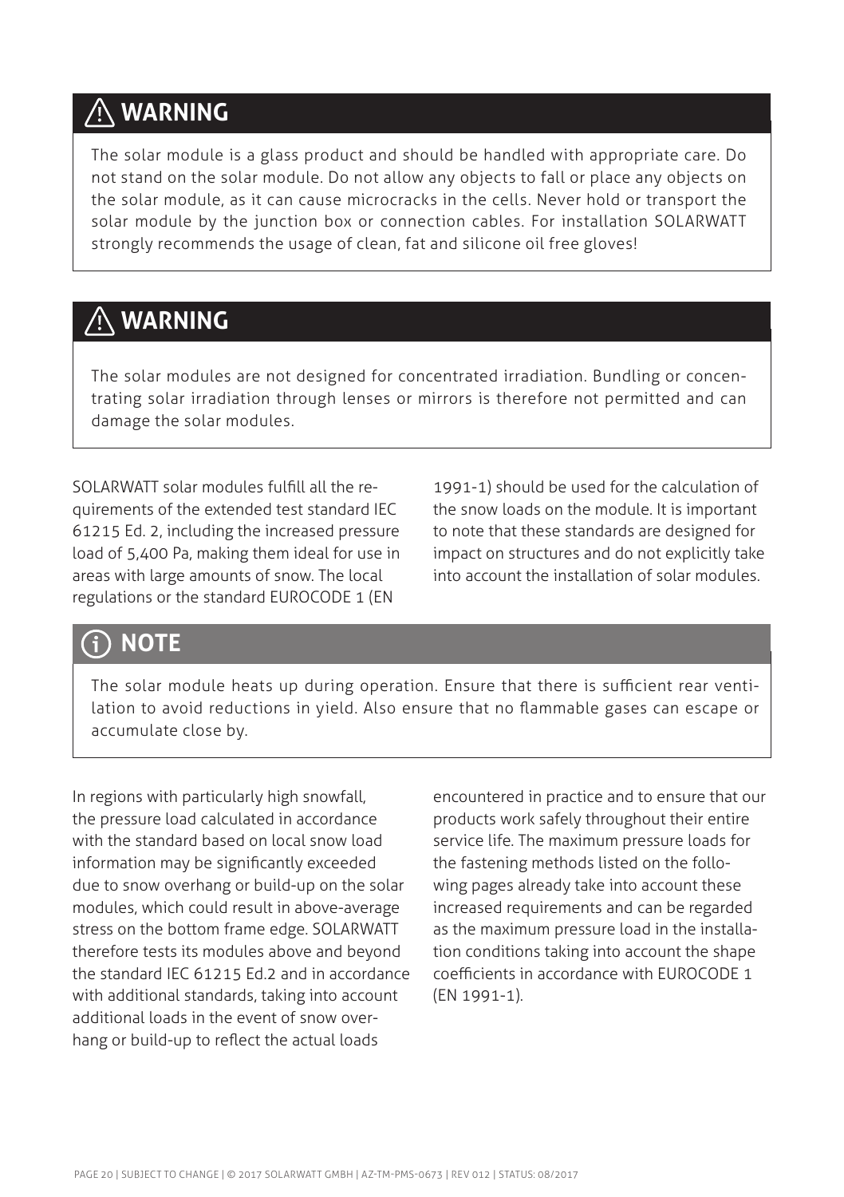## ⚠ WARNING

The solar module is a glass product and should be handled with appropriate care. Do not stand on the solar module. Do not allow any objects to fall or place any objects on the solar module, as it can cause microcracks in the cells. Never hold or transport the solar module by the junction box or connection cables. For installation SOLARWATT strongly recommends the usage of clean, fat and silicone oil free gloves!

## ⚠ WARNING

The solar modules are not designed for concentrated irradiation. Bundling or concentrating solar irradiation through lenses or mirrors is therefore not permitted and can damage the solar modules.

SOLARWATT solar modules fulfill all the requirements of the extended test standard IEC 61215 Ed. 2, including the increased pressure load of 5,400 Pa, making them ideal for use in areas with large amounts of snow. The local regulations or the standard EUROCODE 1 (EN 1991-1) should be used for the calculation of the snow loads on the module. It is important to note that these standards are designed for impact on structures and do not explicitly take into account the installation of solar modules.

## ⓘ NOTE

The solar module heats up during operation. Ensure that there is sufficient rear ventilation to avoid reductions in yield. Also ensure that no flammable gases can escape or accumulate close by.

In regions with particularly high snowfall, the pressure load calculated in accordance with the standard based on local snow load information may be significantly exceeded due to snow overhang or build-up on the solar modules, which could result in above-average stress on the bottom frame edge. SOLARWATT therefore tests its modules above and beyond the standard IEC 61215 Ed.2 and in accordance with additional standards, taking into account additional loads in the event of snow overhang or build-up to reflect the actual loads encountered in practice and to ensure that our products work safely throughout their entire service life. The maximum pressure loads for the fastening methods listed on the following pages already take into account these increased requirements and can be regarded as the maximum pressure load in the installation conditions taking into account the shape coefficients in accordance with EUROCODE 1 (EN 1991-1).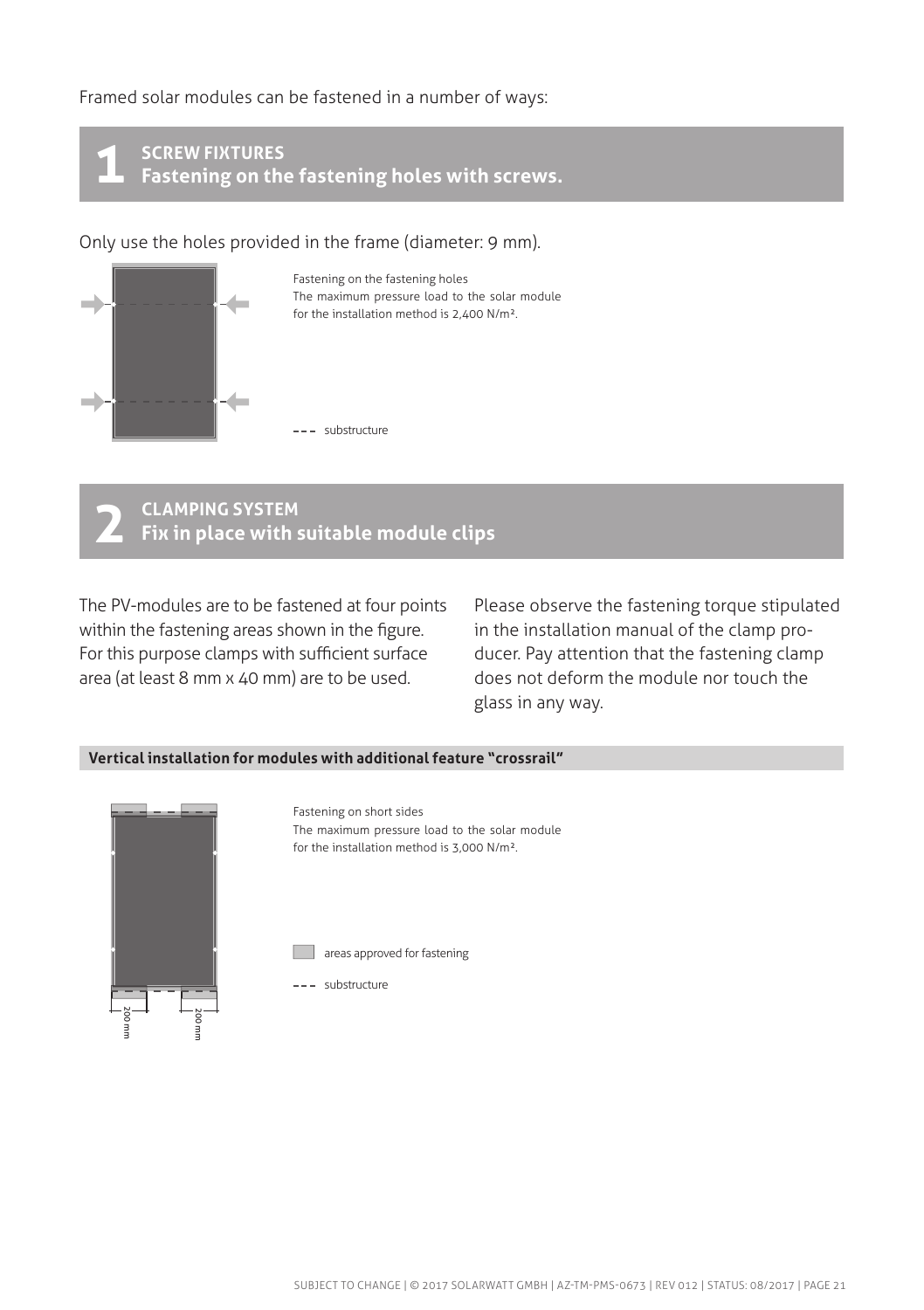Framed solar modules can be fastened in a number of ways:

## 1 SCREW FIXTURES
**Fastening on the fastening holes with screws.**

Only use the holes provided in the frame (diameter: 9 mm).

Fastening on the fastening holes
The maximum pressure load to the solar module for the installation method is 2,400 N/m².

--- substructure

## 2 CLAMPING SYSTEM
**Fix in place with suitable module clips**

The PV-modules are to be fastened at four points within the fastening areas shown in the figure. For this purpose clamps with sufficient surface area (at least 8 mm x 40 mm) are to be used.

Please observe the fastening torque stipulated in the installation manual of the clamp producer. Pay attention that the fastening clamp does not deform the module nor touch the glass in any way.

### Vertical installation for modules with additional feature "crossrail"

Fastening on short sides
The maximum pressure load to the solar module for the installation method is 3,000 N/m².

areas approved for fastening

--- substructure

200 mm

200 mm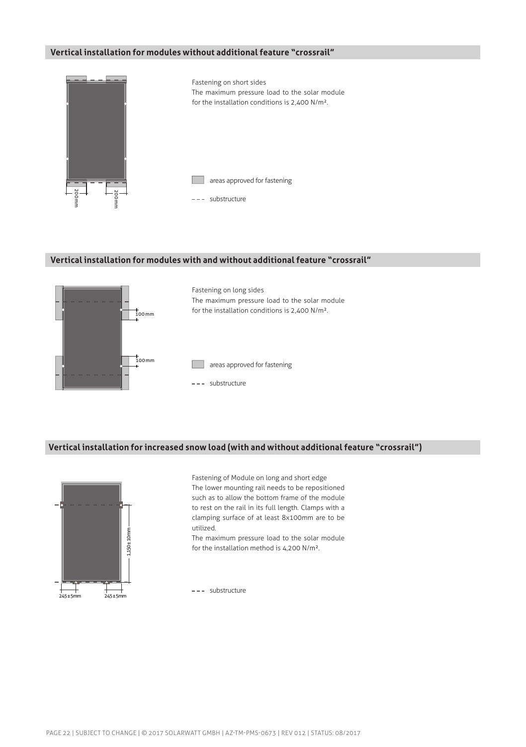## Vertical installation for modules without additional feature "crossrail"

200mm 200mm

Fastening on short sides
The maximum pressure load to the solar module for the installation conditions is 2,400 N/m².

areas approved for fastening

substructure

## Vertical installation for modules with and without additional feature "crossrail"

100mm

100mm

Fastening on long sides
The maximum pressure load to the solar module for the installation conditions is 2,400 N/m².

areas approved for fastening

substructure

## Vertical installation for increased snow load (with and without additional feature "crossrail")

1,150±10mm

245±5mm 245±5mm

Fastening of Module on long and short edge
The lower mounting rail needs to be repositioned such as to allow the bottom frame of the module to rest on the rail in its full length. Clamps with a clamping surface of at least 8x100mm are to be utilized.
The maximum pressure load to the solar module for the installation method is 4,200 N/m².

substructure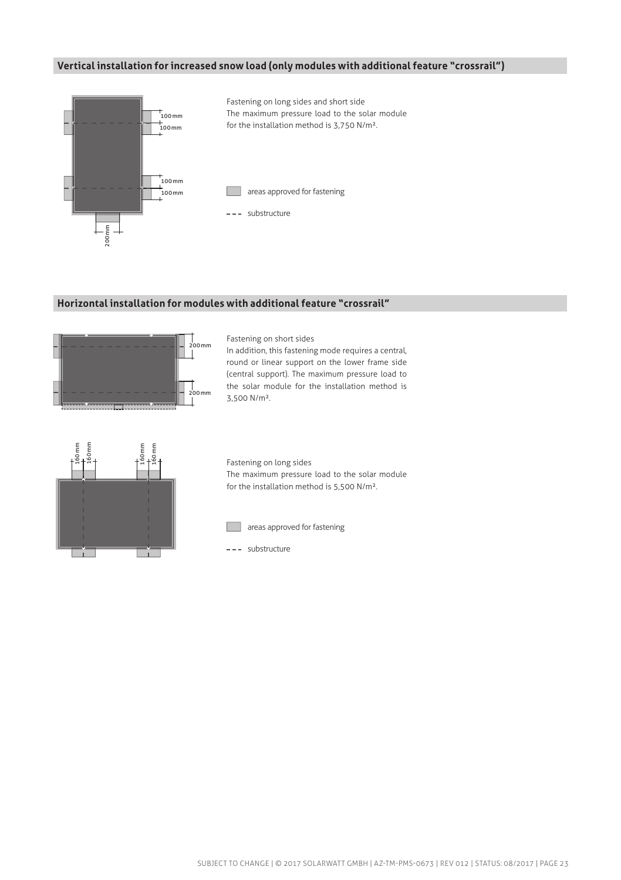## Vertical installation for increased snow load (only modules with additional feature "crossrail")

Fastening on long sides and short side
The maximum pressure load to the solar module for the installation method is 3,750 N/m².

areas approved for fastening

substructure

## Horizontal installation for modules with additional feature "crossrail"

Fastening on short sides
In addition, this fastening mode requires a central, round or linear support on the lower frame side (central support). The maximum pressure load to the solar module for the installation method is 3,500 N/m².

Fastening on long sides
The maximum pressure load to the solar module for the installation method is 5,500 N/m².

areas approved for fastening

substructure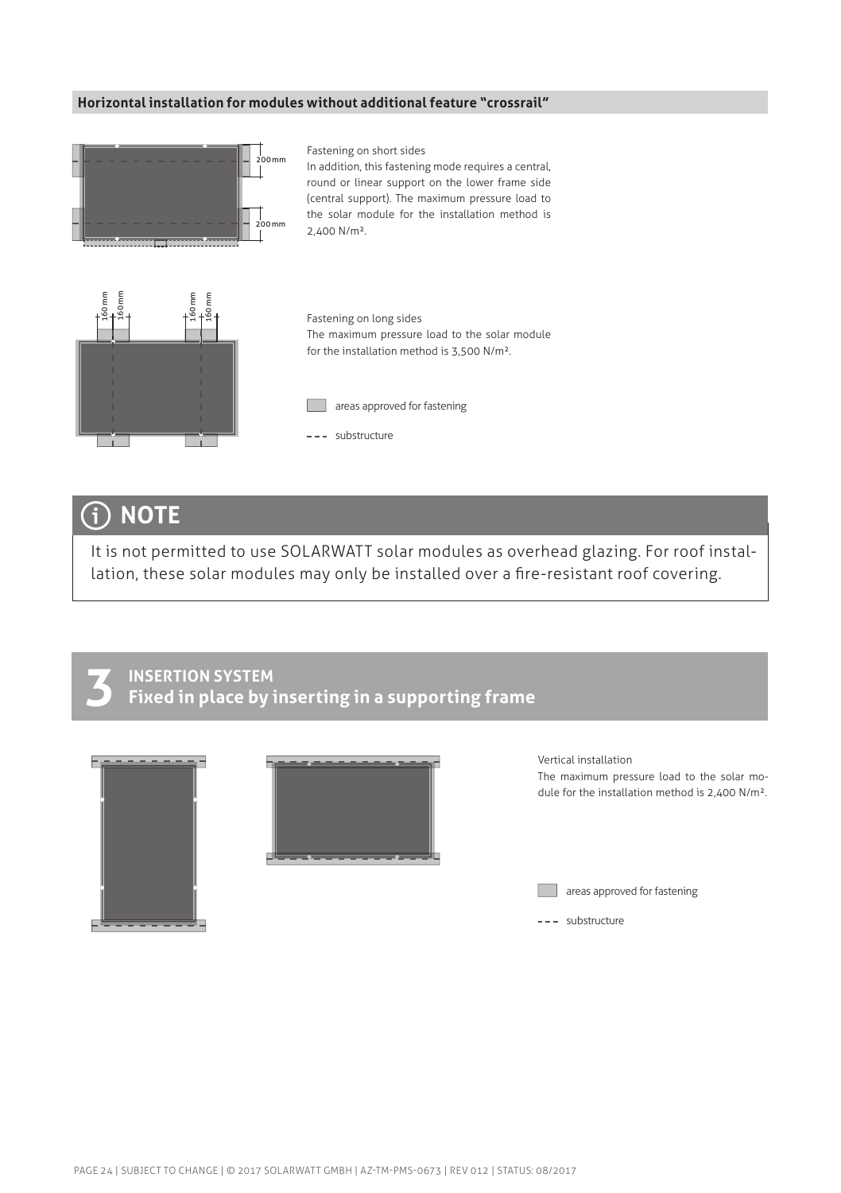### Horizontal installation for modules without additional feature "crossrail"

200 mm

200 mm

Fastening on short sides
In addition, this fastening mode requires a central, round or linear support on the lower frame side (central support). The maximum pressure load to the solar module for the installation method is 2,400 N/m².

160 mm 160 mm 160 mm 160 mm

Fastening on long sides
The maximum pressure load to the solar module for the installation method is 3,500 N/m².

areas approved for fastening

substructure

## NOTE

It is not permitted to use SOLARWATT solar modules as overhead glazing. For roof installation, these solar modules may only be installed over a fire-resistant roof covering.

## 3 INSERTION SYSTEM
## Fixed in place by inserting in a supporting frame

Vertical installation
The maximum pressure load to the solar module for the installation method is 2,400 N/m².

areas approved for fastening

substructure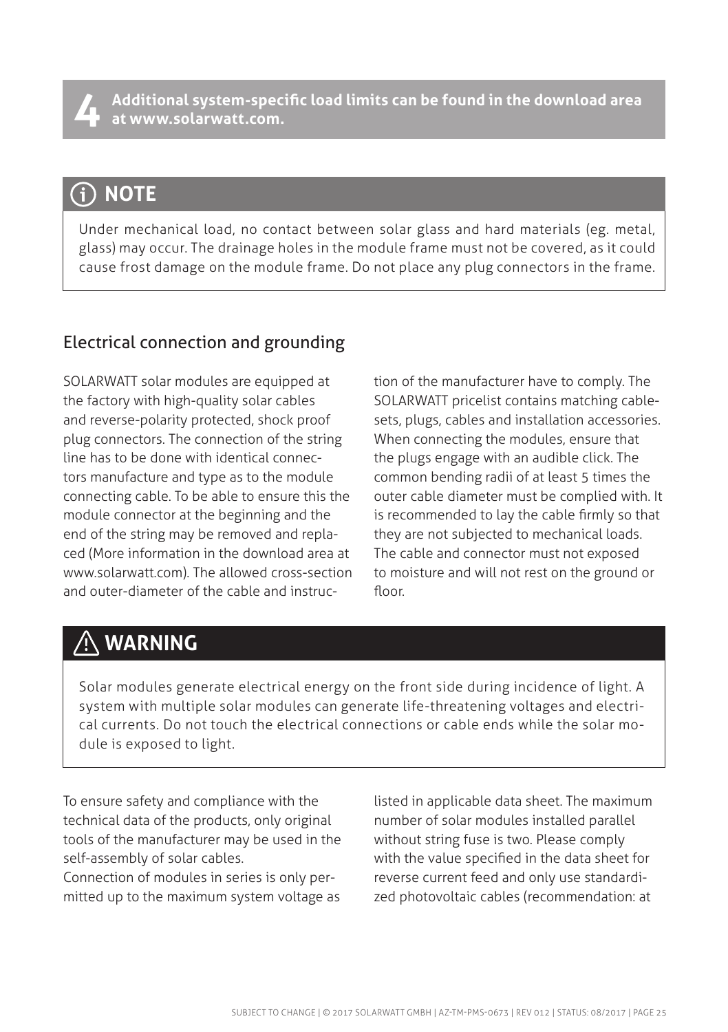**4** **Additional system-specific load limits can be found in the download area at www.solarwatt.com.**

## ⓘ NOTE

Under mechanical load, no contact between solar glass and hard materials (eg. metal, glass) may occur. The drainage holes in the module frame must not be covered, as it could cause frost damage on the module frame. Do not place any plug connectors in the frame.

## Electrical connection and grounding

SOLARWATT solar modules are equipped at the factory with high-quality solar cables and reverse-polarity protected, shock proof plug connectors. The connection of the string line has to be done with identical connectors manufacture and type as to the module connecting cable. To be able to ensure this the module connector at the beginning and the end of the string may be removed and replaced (More information in the download area at www.solarwatt.com). The allowed cross-section and outer-diameter of the cable and instruction of the manufacturer have to comply. The SOLARWATT pricelist contains matching cable-sets, plugs, cables and installation accessories. When connecting the modules, ensure that the plugs engage with an audible click. The common bending radii of at least 5 times the outer cable diameter must be complied with. It is recommended to lay the cable firmly so that they are not subjected to mechanical loads. The cable and connector must not exposed to moisture and will not rest on the ground or floor.

## ⚠ WARNING

Solar modules generate electrical energy on the front side during incidence of light. A system with multiple solar modules can generate life-threatening voltages and electrical currents. Do not touch the electrical connections or cable ends while the solar module is exposed to light.

To ensure safety and compliance with the technical data of the products, only original tools of the manufacturer may be used in the self-assembly of solar cables.
Connection of modules in series is only permitted up to the maximum system voltage as listed in applicable data sheet. The maximum number of solar modules installed parallel without string fuse is two. Please comply with the value specified in the data sheet for reverse current feed and only use standardized photovoltaic cables (recommendation: at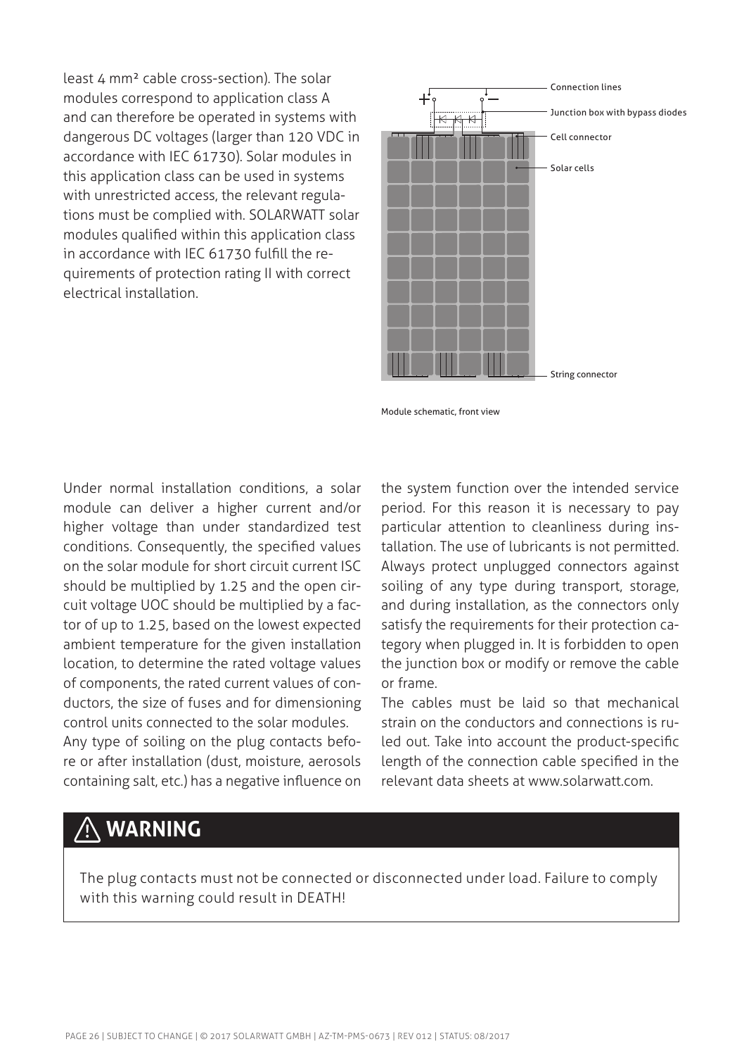least 4 mm² cable cross-section). The solar modules correspond to application class A and can therefore be operated in systems with dangerous DC voltages (larger than 120 VDC in accordance with IEC 61730). Solar modules in this application class can be used in systems with unrestricted access, the relevant regulations must be complied with. SOLARWATT solar modules qualified within this application class in accordance with IEC 61730 fulfill the requirements of protection rating II with correct electrical installation.

Connection lines

Junction box with bypass diodes

Cell connector

Solar cells

String connector

Module schematic, front view

Under normal installation conditions, a solar module can deliver a higher current and/or higher voltage than under standardized test conditions. Consequently, the specified values on the solar module for short circuit current ISC should be multiplied by 1.25 and the open circuit voltage UOC should be multiplied by a factor of up to 1.25, based on the lowest expected ambient temperature for the given installation location, to determine the rated voltage values of components, the rated current values of conductors, the size of fuses and for dimensioning control units connected to the solar modules.

Any type of soiling on the plug contacts before or after installation (dust, moisture, aerosols containing salt, etc.) has a negative influence on the system function over the intended service period. For this reason it is necessary to pay particular attention to cleanliness during installation. The use of lubricants is not permitted. Always protect unplugged connectors against soiling of any type during transport, storage, and during installation, as the connectors only satisfy the requirements for their protection category when plugged in. It is forbidden to open the junction box or modify or remove the cable or frame.

The cables must be laid so that mechanical strain on the conductors and connections is ruled out. Take into account the product-specific length of the connection cable specified in the relevant data sheets at www.solarwatt.com.

## ⚠ WARNING

The plug contacts must not be connected or disconnected under load. Failure to comply with this warning could result in DEATH!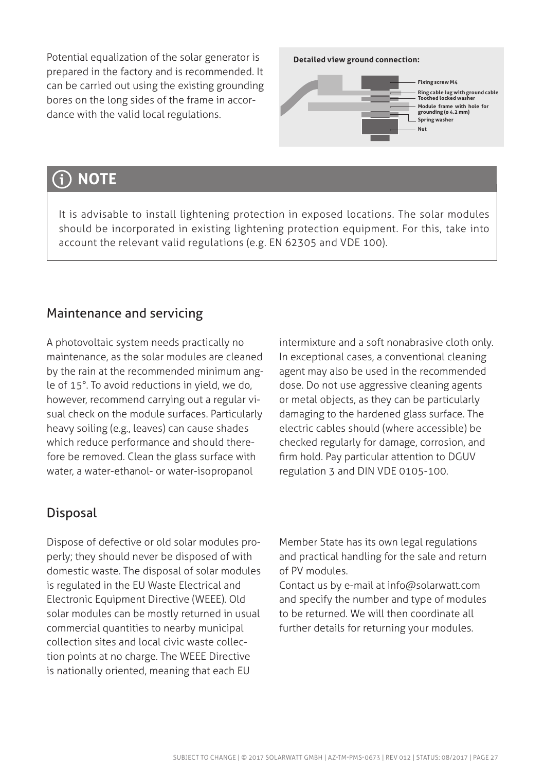Potential equalization of the solar generator is prepared in the factory and is recommended. It can be carried out using the existing grounding bores on the long sides of the frame in accordance with the valid local regulations.

**Detailed view ground connection:**

- Fixing screw M4
- Ring cable lug with ground cable
- Toothed locked washer
- Module frame with hole for grounding (ø 4.2 mm)
- Spring washer
- Nut

## ⓘ NOTE

It is advisable to install lightening protection in exposed locations. The solar modules should be incorporated in existing lightening protection equipment. For this, take into account the relevant valid regulations (e.g. EN 62305 and VDE 100).

## Maintenance and servicing

A photovoltaic system needs practically no maintenance, as the solar modules are cleaned by the rain at the recommended minimum angle of 15°. To avoid reductions in yield, we do, however, recommend carrying out a regular visual check on the module surfaces. Particularly heavy soiling (e.g., leaves) can cause shades which reduce performance and should therefore be removed. Clean the glass surface with water, a water-ethanol- or water-isopropanol intermixture and a soft nonabrasive cloth only. In exceptional cases, a conventional cleaning agent may also be used in the recommended dose. Do not use aggressive cleaning agents or metal objects, as they can be particularly damaging to the hardened glass surface. The electric cables should (where accessible) be checked regularly for damage, corrosion, and firm hold. Pay particular attention to DGUV regulation 3 and DIN VDE 0105-100.

## Disposal

Dispose of defective or old solar modules properly; they should never be disposed of with domestic waste. The disposal of solar modules is regulated in the EU Waste Electrical and Electronic Equipment Directive (WEEE). Old solar modules can be mostly returned in usual commercial quantities to nearby municipal collection sites and local civic waste collection points at no charge. The WEEE Directive is nationally oriented, meaning that each EU Member State has its own legal regulations and practical handling for the sale and return of PV modules.

Contact us by e-mail at info@solarwatt.com and specify the number and type of modules to be returned. We will then coordinate all further details for returning your modules.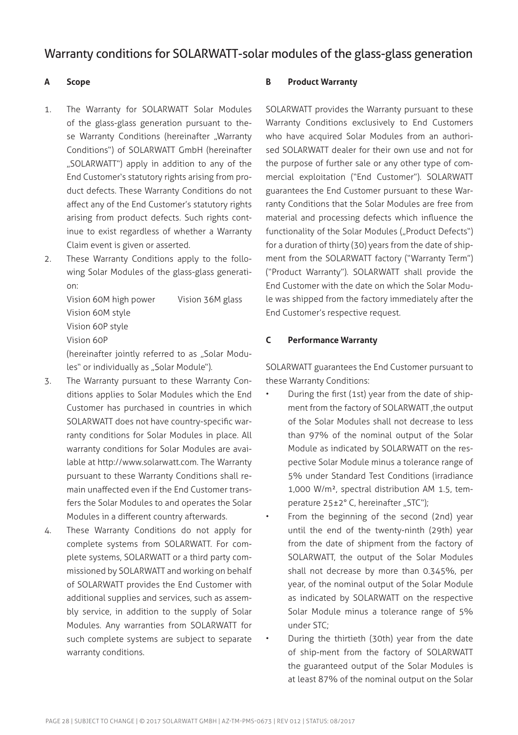# Warranty conditions for SOLARWATT-solar modules of the glass-glass generation

## A Scope

1. The Warranty for SOLARWATT Solar Modules of the glass-glass generation pursuant to these Warranty Conditions (hereinafter „Warranty Conditions") of SOLARWATT GmbH (hereinafter „SOLARWATT") apply in addition to any of the End Customer's statutory rights arising from product defects. These Warranty Conditions do not affect any of the End Customer's statutory rights arising from product defects. Such rights continue to exist regardless of whether a Warranty Claim event is given or asserted.
2. These Warranty Conditions apply to the following Solar Modules of the glass-glass generation:

   Vision 60M high power
   Vision 60M style
   Vision 60P style
   Vision 60P
   Vision 36M glass

   (hereinafter jointly referred to as „Solar Modules" or individually as „Solar Module").
3. The Warranty pursuant to these Warranty Conditions applies to Solar Modules which the End Customer has purchased in countries in which SOLARWATT does not have country-specific warranty conditions for Solar Modules in place. All warranty conditions for Solar Modules are available at http://www.solarwatt.com. The Warranty pursuant to these Warranty Conditions shall remain unaffected even if the End Customer transfers the Solar Modules to and operates the Solar Modules in a different country afterwards.
4. These Warranty Conditions do not apply for complete systems from SOLARWATT. For complete systems, SOLARWATT or a third party commissioned by SOLARWATT and working on behalf of SOLARWATT provides the End Customer with additional supplies and services, such as assembly service, in addition to the supply of Solar Modules. Any warranties from SOLARWATT for such complete systems are subject to separate warranty conditions.

## B Product Warranty

SOLARWATT provides the Warranty pursuant to these Warranty Conditions exclusively to End Customers who have acquired Solar Modules from an authorised SOLARWATT dealer for their own use and not for the purpose of further sale or any other type of commercial exploitation ("End Customer"). SOLARWATT guarantees the End Customer pursuant to these Warranty Conditions that the Solar Modules are free from material and processing defects which influence the functionality of the Solar Modules („Product Defects") for a duration of thirty (30) years from the date of shipment from the SOLARWATT factory ("Warranty Term") ("Product Warranty"). SOLARWATT shall provide the End Customer with the date on which the Solar Module was shipped from the factory immediately after the End Customer's respective request.

## C Performance Warranty

SOLARWATT guarantees the End Customer pursuant to these Warranty Conditions:

- During the first (1st) year from the date of shipment from the factory of SOLARWATT ,the output of the Solar Modules shall not decrease to less than 97% of the nominal output of the Solar Module as indicated by SOLARWATT on the respective Solar Module minus a tolerance range of 5% under Standard Test Conditions (irradiance 1,000 W/m², spectral distribution AM 1.5, temperature 25±2° C, hereinafter „STC");
- From the beginning of the second (2nd) year until the end of the twenty-ninth (29th) year from the date of shipment from the factory of SOLARWATT, the output of the Solar Modules shall not decrease by more than 0.345%, per year, of the nominal output of the Solar Module as indicated by SOLARWATT on the respective Solar Module minus a tolerance range of 5% under STC;
- During the thirtieth (30th) year from the date of ship-ment from the factory of SOLARWATT the guaranteed output of the Solar Modules is at least 87% of the nominal output on the Solar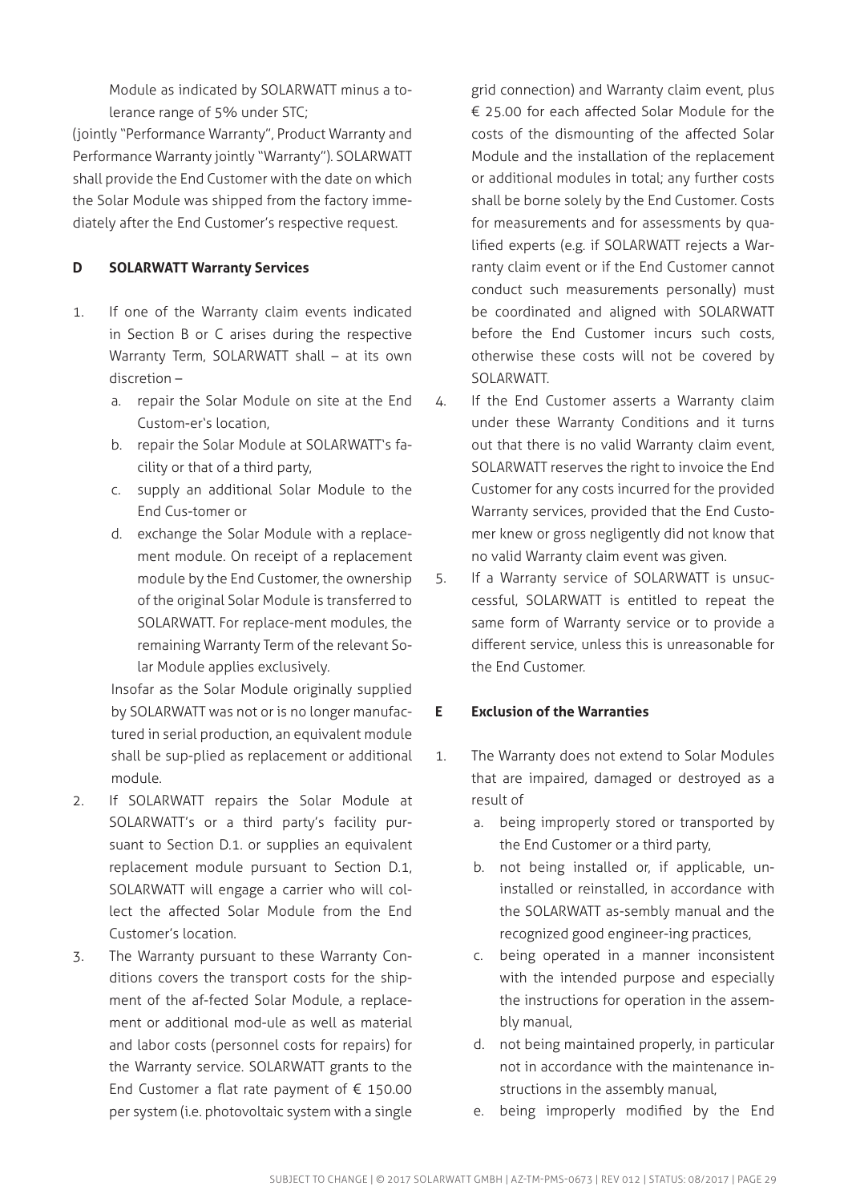Module as indicated by SOLARWATT minus a tolerance range of 5% under STC;

(jointly "Performance Warranty", Product Warranty and Performance Warranty jointly "Warranty"). SOLARWATT shall provide the End Customer with the date on which the Solar Module was shipped from the factory immediately after the End Customer's respective request.

**D SOLARWATT Warranty Services**

1. If one of the Warranty claim events indicated in Section B or C arises during the respective Warranty Term, SOLARWATT shall – at its own discretion –
   a. repair the Solar Module on site at the End Custom-er's location,
   b. repair the Solar Module at SOLARWATT's facility or that of a third party,
   c. supply an additional Solar Module to the End Cus-tomer or
   d. exchange the Solar Module with a replacement module. On receipt of a replacement module by the End Customer, the ownership of the original Solar Module is transferred to SOLARWATT. For replace-ment modules, the remaining Warranty Term of the relevant Solar Module applies exclusively.

   Insofar as the Solar Module originally supplied by SOLARWATT was not or is no longer manufactured in serial production, an equivalent module shall be sup-plied as replacement or additional module.
2. If SOLARWATT repairs the Solar Module at SOLARWATT's or a third party's facility pursuant to Section D.1. or supplies an equivalent replacement module pursuant to Section D.1, SOLARWATT will engage a carrier who will collect the affected Solar Module from the End Customer's location.
3. The Warranty pursuant to these Warranty Conditions covers the transport costs for the shipment of the af-fected Solar Module, a replacement or additional mod-ule as well as material and labor costs (personnel costs for repairs) for the Warranty service. SOLARWATT grants to the End Customer a flat rate payment of € 150.00 per system (i.e. photovoltaic system with a single grid connection) and Warranty claim event, plus € 25.00 for each affected Solar Module for the costs of the dismounting of the affected Solar Module and the installation of the replacement or additional modules in total; any further costs shall be borne solely by the End Customer. Costs for measurements and for assessments by qualified experts (e.g. if SOLARWATT rejects a Warranty claim event or if the End Customer cannot conduct such measurements personally) must be coordinated and aligned with SOLARWATT before the End Customer incurs such costs, otherwise these costs will not be covered by SOLARWATT.
4. If the End Customer asserts a Warranty claim under these Warranty Conditions and it turns out that there is no valid Warranty claim event, SOLARWATT reserves the right to invoice the End Customer for any costs incurred for the provided Warranty services, provided that the End Customer knew or gross negligently did not know that no valid Warranty claim event was given.
5. If a Warranty service of SOLARWATT is unsuccessful, SOLARWATT is entitled to repeat the same form of Warranty service or to provide a different service, unless this is unreasonable for the End Customer.

**E Exclusion of the Warranties**

1. The Warranty does not extend to Solar Modules that are impaired, damaged or destroyed as a result of
   a. being improperly stored or transported by the End Customer or a third party,
   b. not being installed or, if applicable, uninstalled or reinstalled, in accordance with the SOLARWATT as-sembly manual and the recognized good engineer-ing practices,
   c. being operated in a manner inconsistent with the intended purpose and especially the instructions for operation in the assembly manual,
   d. not being maintained properly, in particular not in accordance with the maintenance instructions in the assembly manual,
   e. being improperly modified by the End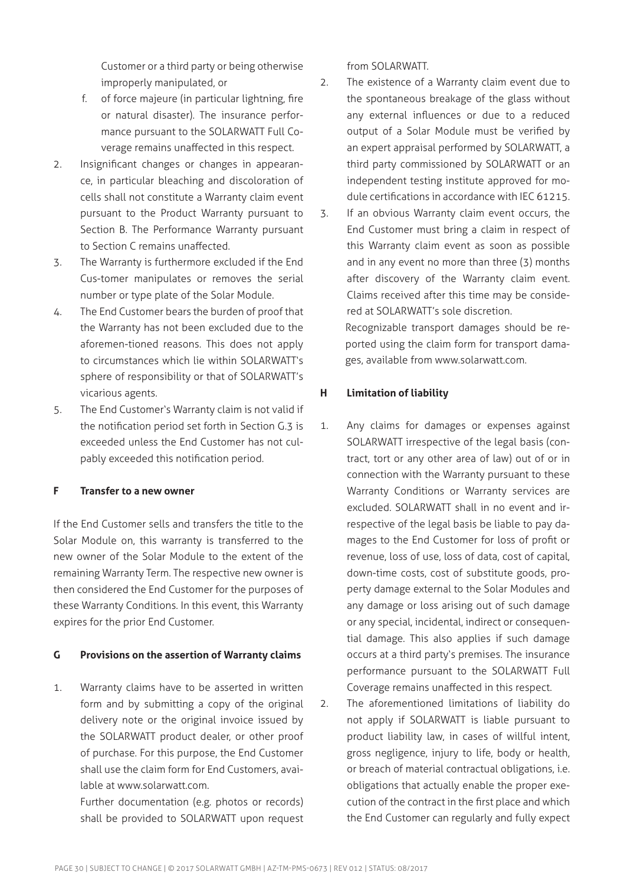Customer or a third party or being otherwise improperly manipulated, or

f. of force majeure (in particular lightning, fire or natural disaster). The insurance performance pursuant to the SOLARWATT Full Coverage remains unaffected in this respect.

2. Insignificant changes or changes in appearance, in particular bleaching and discoloration of cells shall not constitute a Warranty claim event pursuant to the Product Warranty pursuant to Section B. The Performance Warranty pursuant to Section C remains unaffected.
3. The Warranty is furthermore excluded if the End Cus-tomer manipulates or removes the serial number or type plate of the Solar Module.
4. The End Customer bears the burden of proof that the Warranty has not been excluded due to the aforemen-tioned reasons. This does not apply to circumstances which lie within SOLARWATT's sphere of responsibility or that of SOLARWATT's vicarious agents.
5. The End Customer's Warranty claim is not valid if the notification period set forth in Section G.3 is exceeded unless the End Customer has not culpably exceeded this notification period.

## F Transfer to a new owner

If the End Customer sells and transfers the title to the Solar Module on, this warranty is transferred to the new owner of the Solar Module to the extent of the remaining Warranty Term. The respective new owner is then considered the End Customer for the purposes of these Warranty Conditions. In this event, this Warranty expires for the prior End Customer.

## G Provisions on the assertion of Warranty claims

1. Warranty claims have to be asserted in written form and by submitting a copy of the original delivery note or the original invoice issued by the SOLARWATT product dealer, or other proof of purchase. For this purpose, the End Customer shall use the claim form for End Customers, available at www.solarwatt.com.

   Further documentation (e.g. photos or records) shall be provided to SOLARWATT upon request from SOLARWATT.
2. The existence of a Warranty claim event due to the spontaneous breakage of the glass without any external influences or due to a reduced output of a Solar Module must be verified by an expert appraisal performed by SOLARWATT, a third party commissioned by SOLARWATT or an independent testing institute approved for module certifications in accordance with IEC 61215.
3. If an obvious Warranty claim event occurs, the End Customer must bring a claim in respect of this Warranty claim event as soon as possible and in any event no more than three (3) months after discovery of the Warranty claim event. Claims received after this time may be considered at SOLARWATT's sole discretion.

   Recognizable transport damages should be reported using the claim form for transport damages, available from www.solarwatt.com.

## H Limitation of liability

1. Any claims for damages or expenses against SOLARWATT irrespective of the legal basis (contract, tort or any other area of law) out of or in connection with the Warranty pursuant to these Warranty Conditions or Warranty services are excluded. SOLARWATT shall in no event and irrespective of the legal basis be liable to pay damages to the End Customer for loss of profit or revenue, loss of use, loss of data, cost of capital, down-time costs, cost of substitute goods, property damage external to the Solar Modules and any damage or loss arising out of such damage or any special, incidental, indirect or consequential damage. This also applies if such damage occurs at a third party's premises. The insurance performance pursuant to the SOLARWATT Full Coverage remains unaffected in this respect.
2. The aforementioned limitations of liability do not apply if SOLARWATT is liable pursuant to product liability law, in cases of willful intent, gross negligence, injury to life, body or health, or breach of material contractual obligations, i.e. obligations that actually enable the proper execution of the contract in the first place and which the End Customer can regularly and fully expect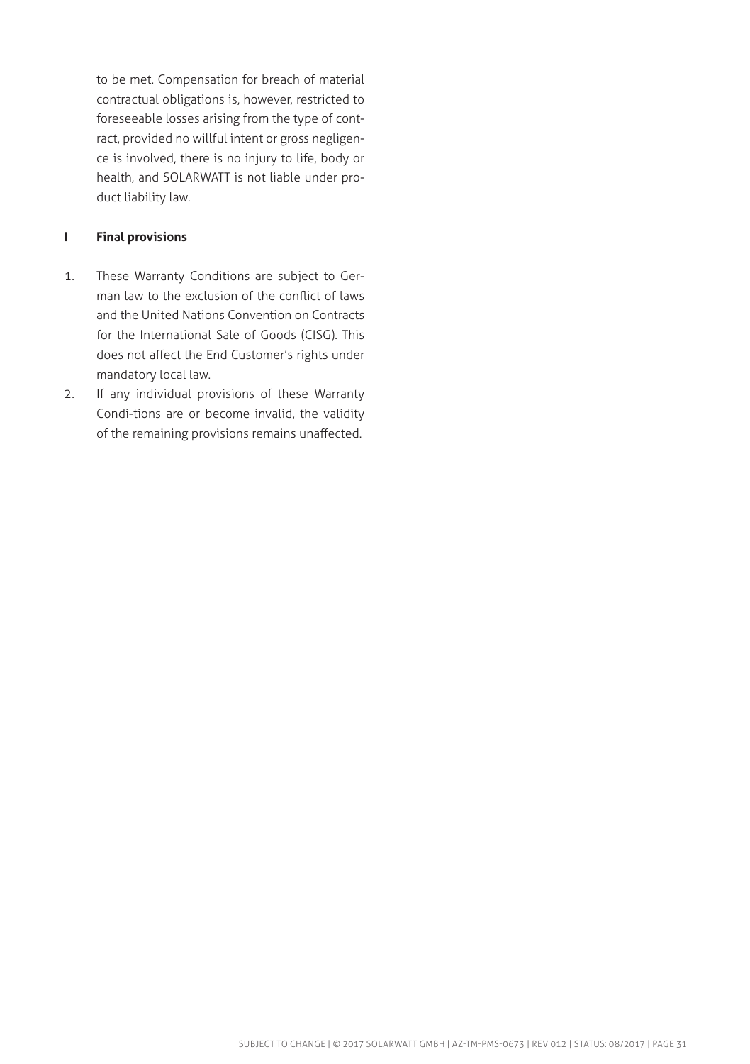to be met. Compensation for breach of material contractual obligations is, however, restricted to foreseeable losses arising from the type of contract, provided no willful intent or gross negligence is involved, there is no injury to life, body or health, and SOLARWATT is not liable under product liability law.

## I Final provisions

1. These Warranty Conditions are subject to German law to the exclusion of the conflict of laws and the United Nations Convention on Contracts for the International Sale of Goods (CISG). This does not affect the End Customer's rights under mandatory local law.
2. If any individual provisions of these Warranty Condi-tions are or become invalid, the validity of the remaining provisions remains unaffected.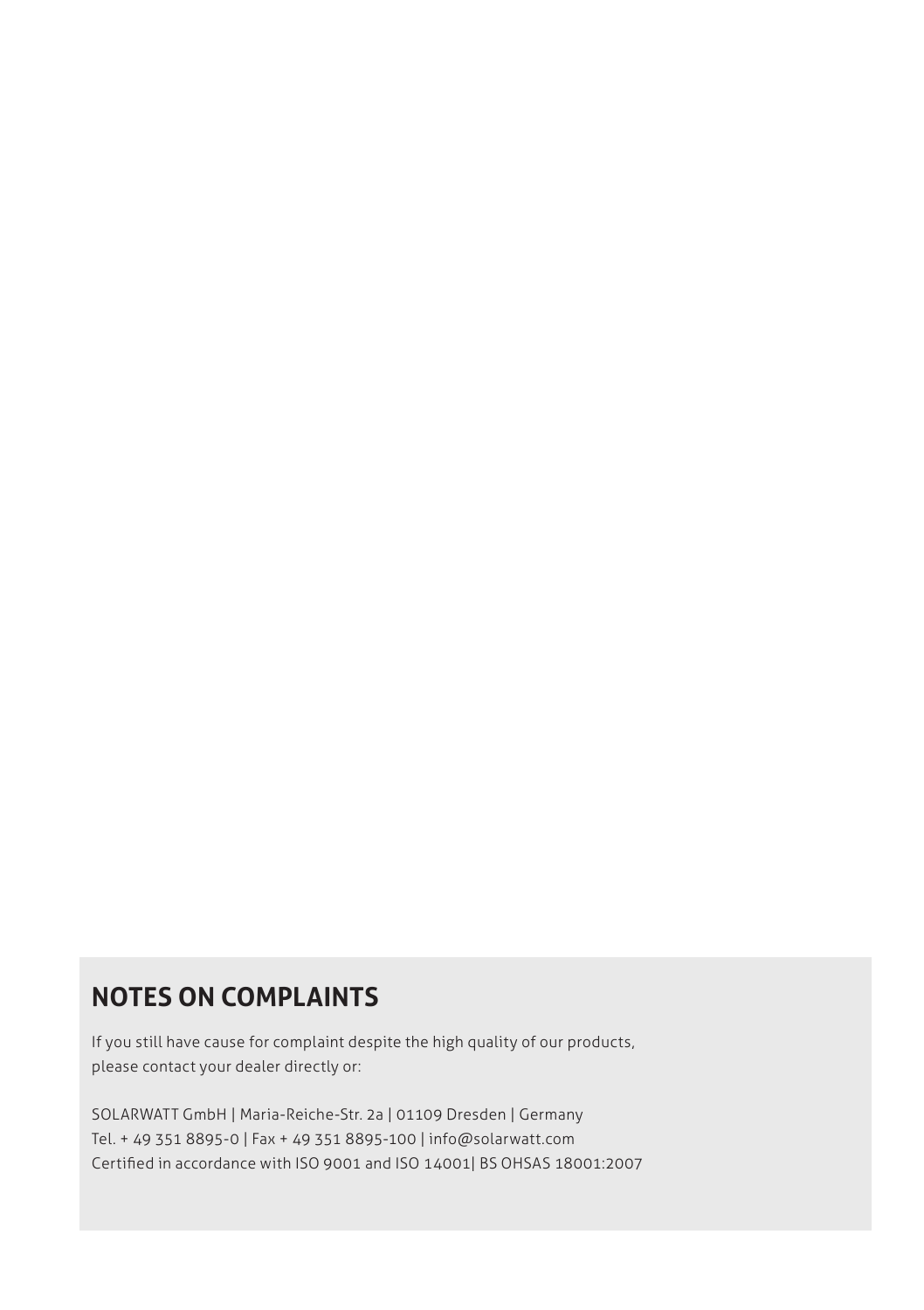## NOTES ON COMPLAINTS

If you still have cause for complaint despite the high quality of our products, please contact your dealer directly or:

SOLARWATT GmbH | Maria-Reiche-Str. 2a | 01109 Dresden | Germany
Tel. + 49 351 8895-0 | Fax + 49 351 8895-100 | info@solarwatt.com
Certified in accordance with ISO 9001 and ISO 14001| BS OHSAS 18001:2007